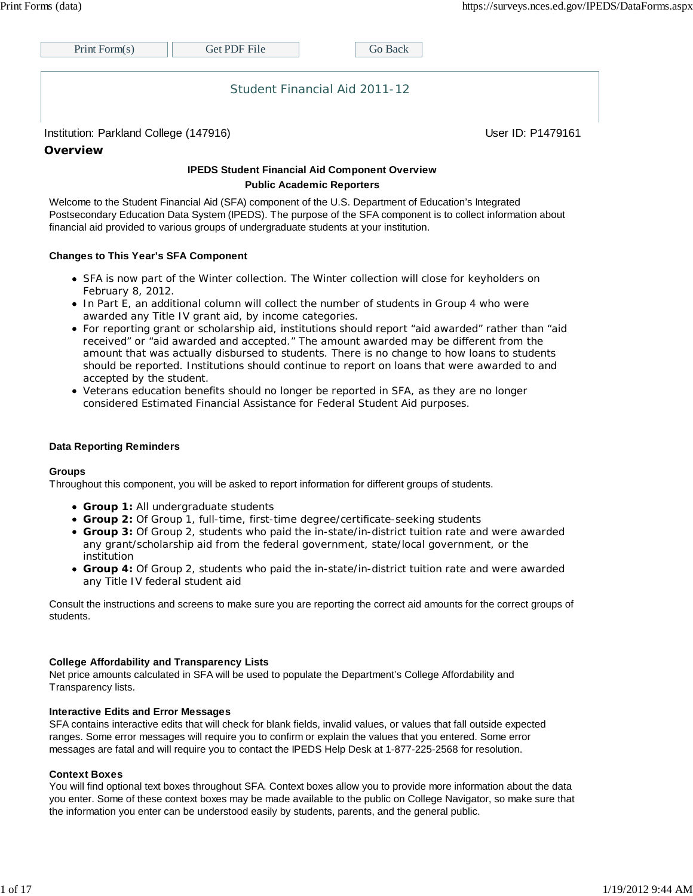Print Form(s) | Get PDF File | Go Back

# Student Financial Aid 2011-12

Institution: Parkland College (147916) User ID: P1479161

## Overview

**IPEDS Student Financial Aid Component Overview**

**Public Academic Reporters**

Welcome to the Student Financial Aid (SFA) component of the U.S. Department of Education's Integrated Postsecondary Education Data System (IPEDS). The purpose of the SFA component is to collect information about financial aid provided to various groups of undergraduate students at your institution.

### Changes to This Year's SFA Component

- SFA is now part of the Winter collection. The Winter collection will close for keyholders on February 8, 2012.
- In Part E, an additional column will collect the number of students in Group 4 who were awarded any Title IV grant aid, by income categories.
- For reporting grant or scholarship aid, institutions should report "aid awarded" rather than "aid received" or "aid awarded and accepted." The amount awarded may be different from the amount that was actually disbursed to students. There is no change to how loans to students should be reported. Institutions should continue to report on loans that were awarded to and accepted by the student.
- Veterans education benefits should no longer be reported in SFA, as they are no longer considered Estimated Financial Assistance for Federal Student Aid purposes.

### Data Reporting Reminders

**Groups**

Throughout this component, you will be asked to report information for different groups of students.

- **Group 1:** All undergraduate students
- **Group 2:** Of Group 1, full-time, first-time degree/certificate-seeking students
- **Group 3:** Of Group 2, students who paid the in-state/in-district tuition rate and were awarded any grant/scholarship aid from the federal government, state/local government, or the institution
- **Group 4:** Of Group 2, students who paid the in-state/in-district tuition rate and were awarded any Title IV federal student aid

Consult the instructions and screens to make sure you are reporting the correct aid amounts for the correct groups of students.

**College Affordability and Transparency Lists**

Net price amounts calculated in SFA will be used to populate the Department's College Affordability and Transparency lists.

**Interactive Edits and Error Messages**

SFA contains interactive edits that will check for blank fields, invalid values, or values that fall outside expected ranges. Some error messages will require you to confirm or explain the values that you entered. Some error messages are fatal and will require you to contact the IPEDS Help Desk at 1-877-225-2568 for resolution.

**Context Boxes**

You will find optional text boxes throughout SFA. Context boxes allow you to provide more information about the data you enter. Some of these context boxes may be made available to the public on College Navigator, so make sure that the information you enter can be understood easily by students, parents, and the general public.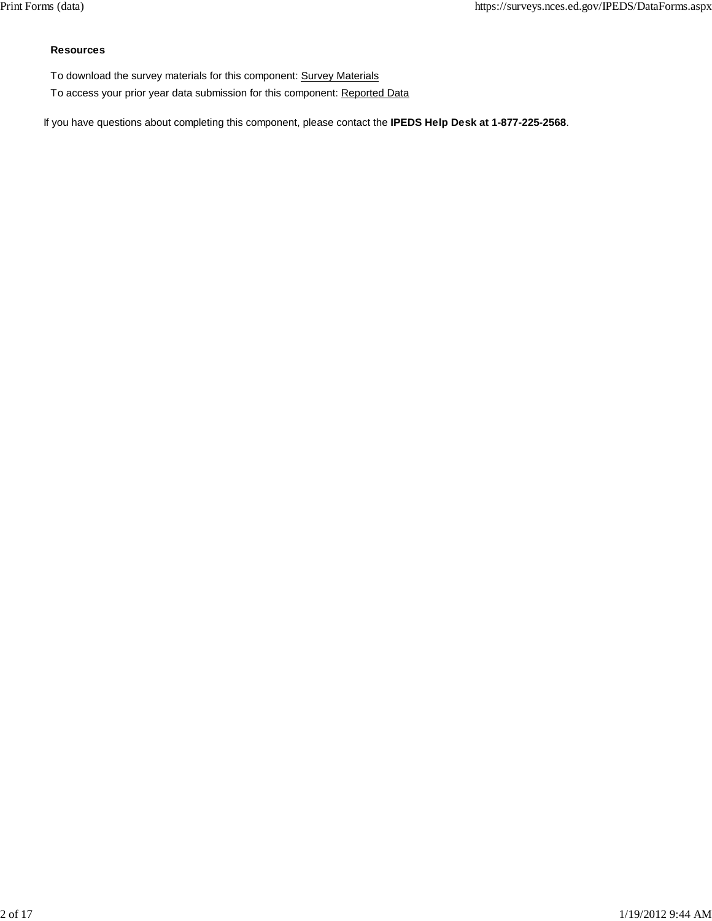**Resources**

To download the survey materials for this component: Survey Materials

To access your prior year data submission for this component: Reported Data

If you have questions about completing this component, please contact the **IPEDS Help Desk at 1-877-225-2568**.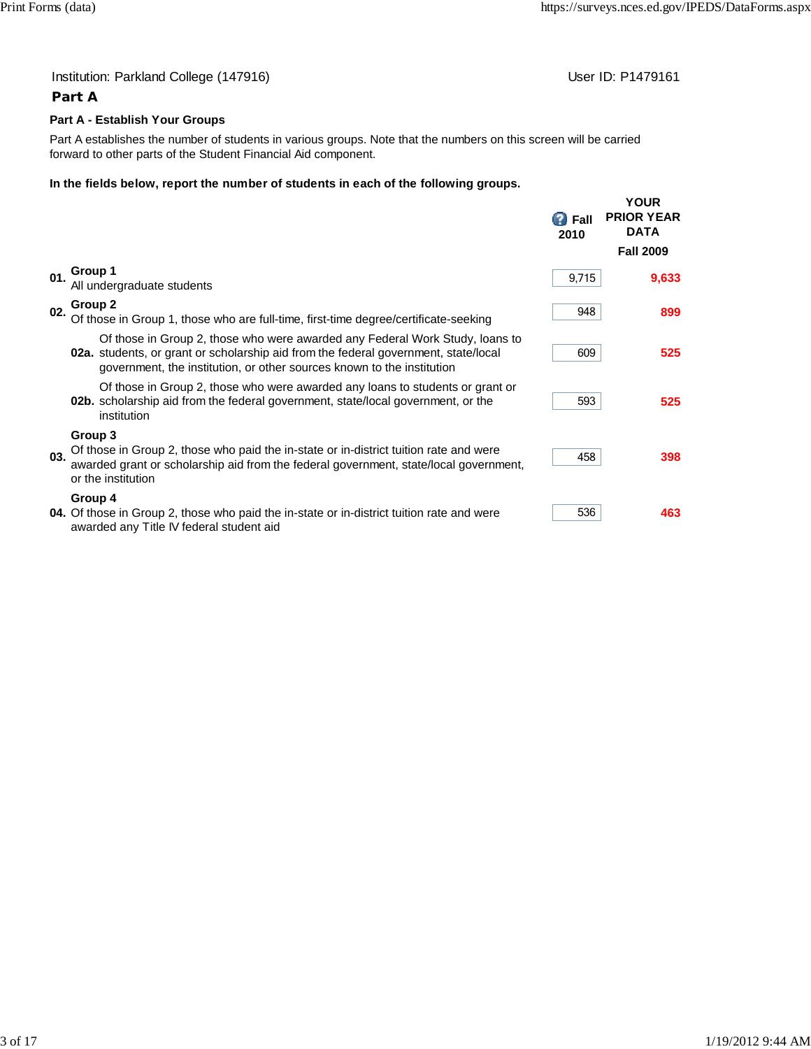Institution: Parkland College (147916)

User ID: P1479161

## Part A

### Part A - Establish Your Groups

Part A establishes the number of students in various groups. Note that the numbers on this screen will be carried forward to other parts of the Student Financial Aid component.

**In the fields below, report the number of students in each of the following groups.**

| | | Fall 2010 | YOUR PRIOR YEAR DATA Fall 2009 |
|---|---|---|---|
| 01. | **Group 1** All undergraduate students | 9,715 | 9,633 |
| 02. | **Group 2** Of those in Group 1, those who are full-time, first-time degree/certificate-seeking | 948 | 899 |
| 02a. | Of those in Group 2, those who were awarded any Federal Work Study, loans to students, or grant or scholarship aid from the federal government, state/local government, the institution, or other sources known to the institution | 609 | 525 |
| 02b. | Of those in Group 2, those who were awarded any loans to students or grant or scholarship aid from the federal government, state/local government, or the institution | 593 | 525 |
| 03. | **Group 3** Of those in Group 2, those who paid the in-state or in-district tuition rate and were awarded grant or scholarship aid from the federal government, state/local government, or the institution | 458 | 398 |
| 04. | **Group 4** Of those in Group 2, those who paid the in-state or in-district tuition rate and were awarded any Title IV federal student aid | 536 | 463 |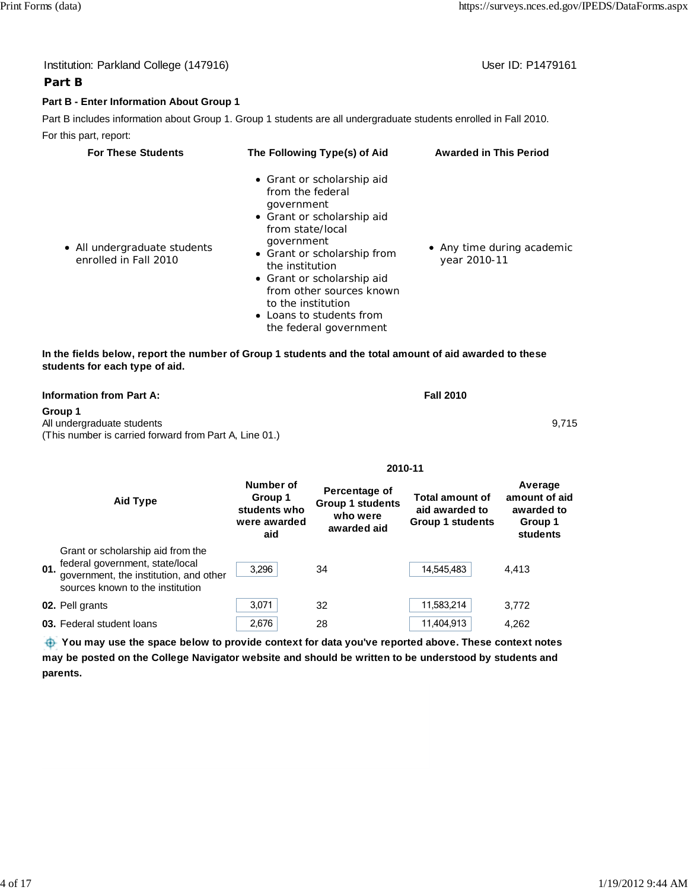Institution: Parkland College (147916) User ID: P1479161

## Part B

### Part B - Enter Information About Group 1

Part B includes information about Group 1. Group 1 students are all undergraduate students enrolled in Fall 2010.

For this part, report:

| For These Students | The Following Type(s) of Aid | Awarded in This Period |
|---|---|---|
| • All undergraduate students enrolled in Fall 2010 | • Grant or scholarship aid from the federal government<br>• Grant or scholarship aid from state/local government<br>• Grant or scholarship from the institution<br>• Grant or scholarship aid from other sources known to the institution<br>• Loans to students from the federal government | • Any time during academic year 2010-11 |

**In the fields below, report the number of Group 1 students and the total amount of aid awarded to these students for each type of aid.**

| **Information from Part A:** | **Fall 2010** |
|---|---|
| **Group 1**<br>All undergraduate students<br>(This number is carried forward from Part A, Line 01.) | 9,715 |

| | | **2010-11** | | | |
|---|---|---|---|---|---|
| | **Aid Type** | **Number of Group 1 students who were awarded aid** | **Percentage of Group 1 students who were awarded aid** | **Total amount of aid awarded to Group 1 students** | **Average amount of aid awarded to Group 1 students** |
| **01.** | Grant or scholarship aid from the federal government, state/local government, the institution, and other sources known to the institution | 3,296 | 34 | 14,545,483 | 4,413 |
| **02.** | Pell grants | 3,071 | 32 | 11,583,214 | 3,772 |
| **03.** | Federal student loans | 2,676 | 28 | 11,404,913 | 4,262 |

**You may use the space below to provide context for data you've reported above. These context notes may be posted on the College Navigator website and should be written to be understood by students and parents.**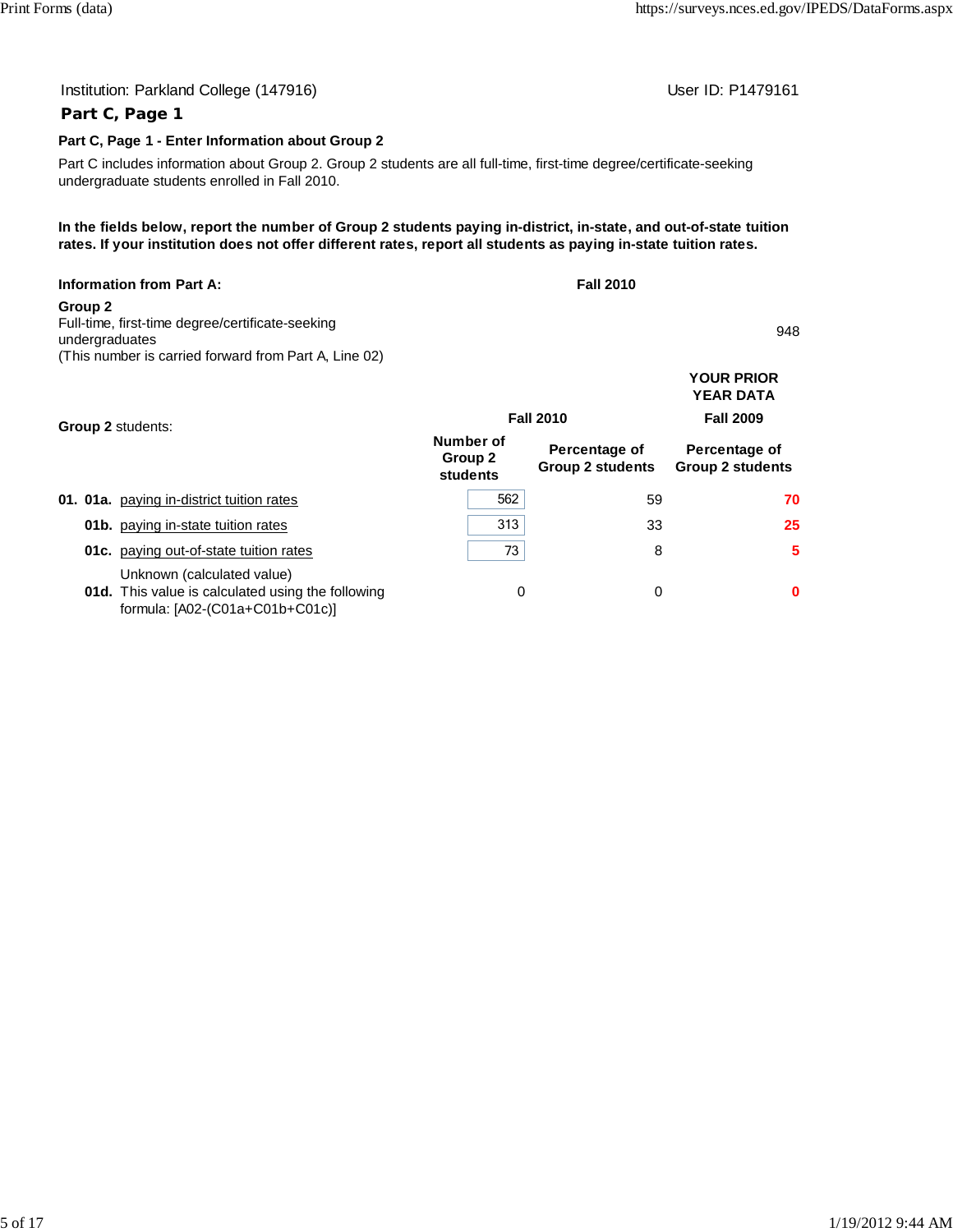Institution: Parkland College (147916) User ID: P1479161

## Part C, Page 1

### Part C, Page 1 - Enter Information about Group 2

Part C includes information about Group 2. Group 2 students are all full-time, first-time degree/certificate-seeking undergraduate students enrolled in Fall 2010.

**In the fields below, report the number of Group 2 students paying in-district, in-state, and out-of-state tuition rates. If your institution does not offer different rates, report all students as paying in-state tuition rates.**

| Information from Part A: | Fall 2010 |
|---|---|
| **Group 2**<br>Full-time, first-time degree/certificate-seeking undergraduates<br>(This number is carried forward from Part A, Line 02) | 948 |

| Group 2 students: | Fall 2010<br>Number of Group 2 students | Fall 2010<br>Percentage of Group 2 students | YOUR PRIOR YEAR DATA<br>Fall 2009<br>Percentage of Group 2 students |
|---|---|---|---|
| **01. 01a.** paying in-district tuition rates | 562 | 59 | 70 |
| **01b.** paying in-state tuition rates | 313 | 33 | 25 |
| **01c.** paying out-of-state tuition rates | 73 | 8 | 5 |
| **01d.** Unknown (calculated value)<br>This value is calculated using the following formula: [A02-(C01a+C01b+C01c)] | 0 | 0 | 0 |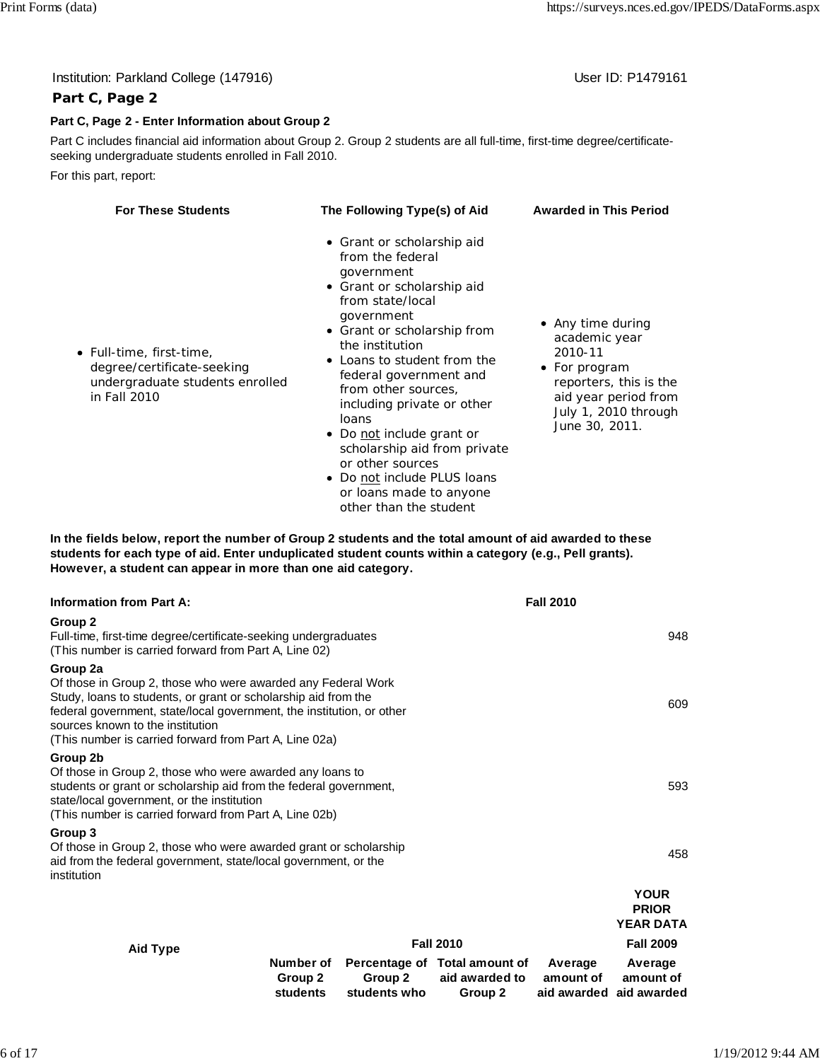Institution: Parkland College (147916) User ID: P1479161

## Part C, Page 2

### Part C, Page 2 - Enter Information about Group 2

Part C includes financial aid information about Group 2. Group 2 students are all full-time, first-time degree/certificate-seeking undergraduate students enrolled in Fall 2010.

For this part, report:

| For These Students | The Following Type(s) of Aid | Awarded in This Period |
|---|---|---|
| • Full-time, first-time, degree/certificate-seeking undergraduate students enrolled in Fall 2010 | • Grant or scholarship aid from the federal government<br>• Grant or scholarship aid from state/local government<br>• Grant or scholarship from the institution<br>• Loans to student from the federal government and from other sources, including private or other loans<br>• Do not include grant or scholarship aid from private or other sources<br>• Do not include PLUS loans or loans made to anyone other than the student | • Any time during academic year 2010-11<br>• For program reporters, this is the aid year period from July 1, 2010 through June 30, 2011. |

**In the fields below, report the number of Group 2 students and the total amount of aid awarded to these students for each type of aid. Enter unduplicated student counts within a category (e.g., Pell grants). However, a student can appear in more than one aid category.**

| Information from Part A: | Fall 2010 |
|---|---|
| **Group 2**<br>Full-time, first-time degree/certificate-seeking undergraduates<br>(This number is carried forward from Part A, Line 02) | 948 |
| **Group 2a**<br>Of those in Group 2, those who were awarded any Federal Work Study, loans to students, or grant or scholarship aid from the federal government, state/local government, the institution, or other sources known to the institution<br>(This number is carried forward from Part A, Line 02a) | 609 |
| **Group 2b**<br>Of those in Group 2, those who were awarded any loans to students or grant or scholarship aid from the federal government, state/local government, or the institution<br>(This number is carried forward from Part A, Line 02b) | 593 |
| **Group 3**<br>Of those in Group 2, those who were awarded grant or scholarship aid from the federal government, state/local government, or the institution | 458 |

| Aid Type | Fall 2010 | | | | YOUR PRIOR YEAR DATA<br>Fall 2009 |
|---|---|---|---|---|---|
| | Number of Group 2 students | Percentage of Group 2 students who | Total amount of aid awarded to Group 2 | Average amount of aid awarded | Average amount of aid awarded |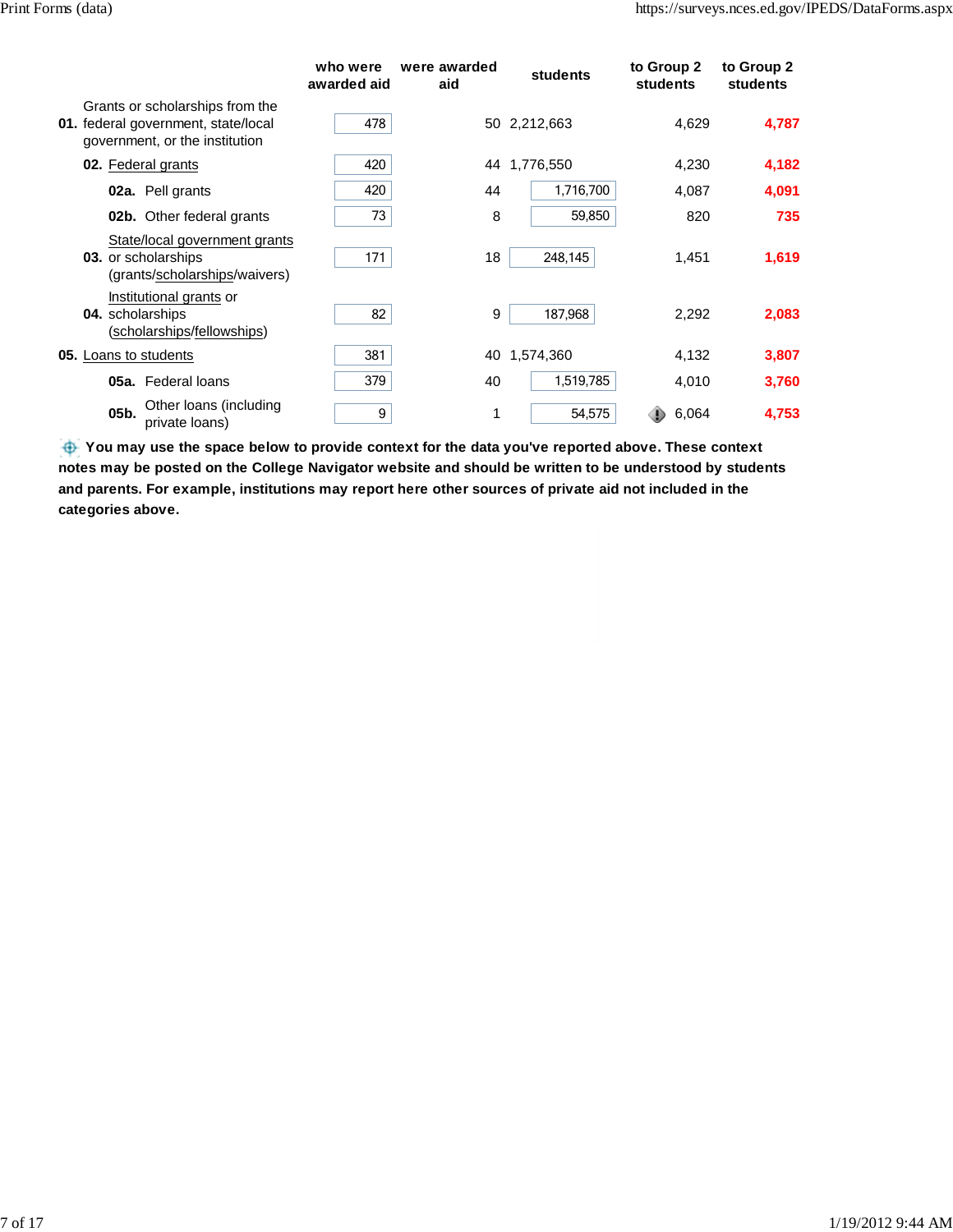| | who were awarded aid | were awarded aid | students | to Group 2 students | to Group 2 students |
|---|---|---|---|---|---|
| **01.** Grants or scholarships from the federal government, state/local government, or the institution | 478 | 50 | 2,212,663 | 4,629 | **4,787** |
| **02.** Federal grants | 420 | 44 | 1,776,550 | 4,230 | **4,182** |
| **02a.** Pell grants | 420 | 44 | 1,716,700 | 4,087 | **4,091** |
| **02b.** Other federal grants | 73 | 8 | 59,850 | 820 | **735** |
| **03.** State/local government grants or scholarships (grants/scholarships/waivers) | 171 | 18 | 248,145 | 1,451 | **1,619** |
| **04.** Institutional grants or scholarships (scholarships/fellowships) | 82 | 9 | 187,968 | 2,292 | **2,083** |
| **05.** Loans to students | 381 | 40 | 1,574,360 | 4,132 | **3,807** |
| **05a.** Federal loans | 379 | 40 | 1,519,785 | 4,010 | **3,760** |
| **05b.** Other loans (including private loans) | 9 | 1 | 54,575 | 6,064 | **4,753** |

**You may use the space below to provide context for the data you've reported above. These context notes may be posted on the College Navigator website and should be written to be understood by students and parents. For example, institutions may report here other sources of private aid not included in the categories above.**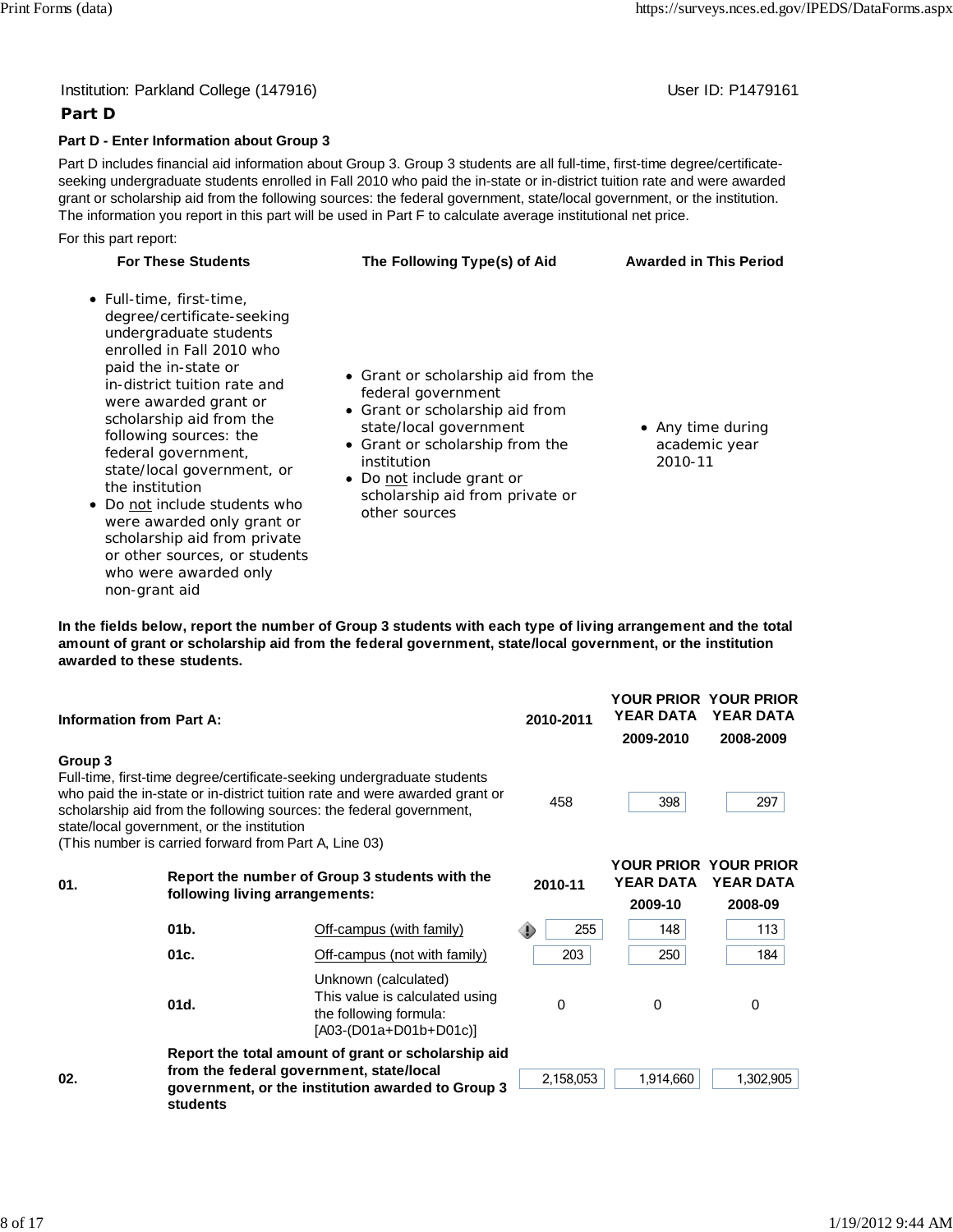Institution: Parkland College (147916)

User ID: P1479161

## Part D

### Part D - Enter Information about Group 3

Part D includes financial aid information about Group 3. Group 3 students are all full-time, first-time degree/certificate-seeking undergraduate students enrolled in Fall 2010 who paid the in-state or in-district tuition rate and were awarded grant or scholarship aid from the following sources: the federal government, state/local government, or the institution. The information you report in this part will be used in Part F to calculate average institutional net price.

For this part report:

| For These Students | The Following Type(s) of Aid | Awarded in This Period |
|---|---|---|
| • Full-time, first-time, degree/certificate-seeking undergraduate students enrolled in Fall 2010 who paid the in-state or in-district tuition rate and were awarded grant or scholarship aid from the following sources: the federal government, state/local government, or the institution<br>• Do not include students who were awarded only grant or scholarship aid from private or other sources, or students who were awarded only non-grant aid | • Grant or scholarship aid from the federal government<br>• Grant or scholarship aid from state/local government<br>• Grant or scholarship from the institution<br>• Do not include grant or scholarship aid from private or other sources | • Any time during academic year 2010-11 |

**In the fields below, report the number of Group 3 students with each type of living arrangement and the total amount of grant or scholarship aid from the federal government, state/local government, or the institution awarded to these students.**

| Information from Part A: | | | 2010-2011 | YOUR PRIOR YEAR DATA 2009-2010 | YOUR PRIOR YEAR DATA 2008-2009 |
|---|---|---|---|---|---|
| **Group 3**<br>Full-time, first-time degree/certificate-seeking undergraduate students who paid the in-state or in-district tuition rate and were awarded grant or scholarship aid from the following sources: the federal government, state/local government, or the institution<br>(This number is carried forward from Part A, Line 03) | | | 458 | 398 | 297 |
| **01.** | **Report the number of Group 3 students with the following living arrangements:** | | **2010-11** | **YOUR PRIOR YEAR DATA 2009-10** | **YOUR PRIOR YEAR DATA 2008-09** |
| | **01b.** | Off-campus (with family) | 255 | 148 | 113 |
| | **01c.** | Off-campus (not with family) | 203 | 250 | 184 |
| | **01d.** | Unknown (calculated)<br>This value is calculated using the following formula:<br>[A03-(D01a+D01b+D01c)] | 0 | 0 | 0 |
| **02.** | **Report the total amount of grant or scholarship aid from the federal government, state/local government, or the institution awarded to Group 3 students** | | 2,158,053 | 1,914,660 | 1,302,905 |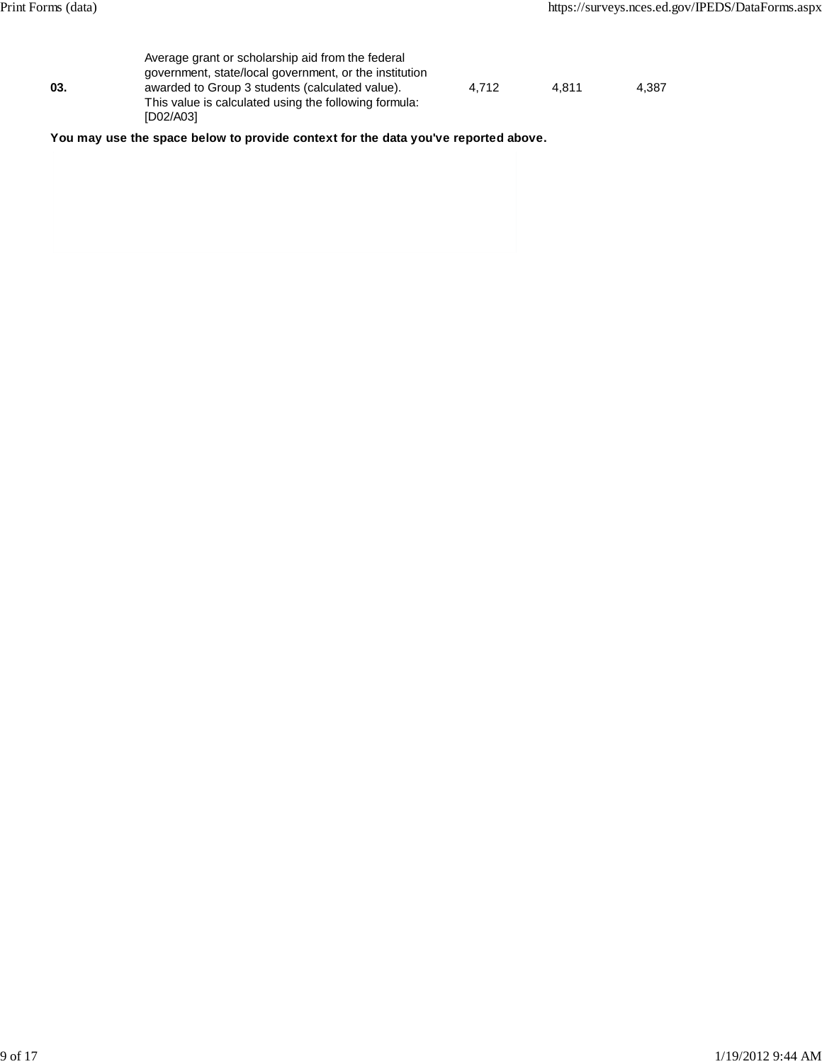| | | | | |
|---|---|---|---|---|
| **03.** | Average grant or scholarship aid from the federal government, state/local government, or the institution awarded to Group 3 students (calculated value). This value is calculated using the following formula: [D02/A03] | 4,712 | 4,811 | 4,387 |

**You may use the space below to provide context for the data you've reported above.**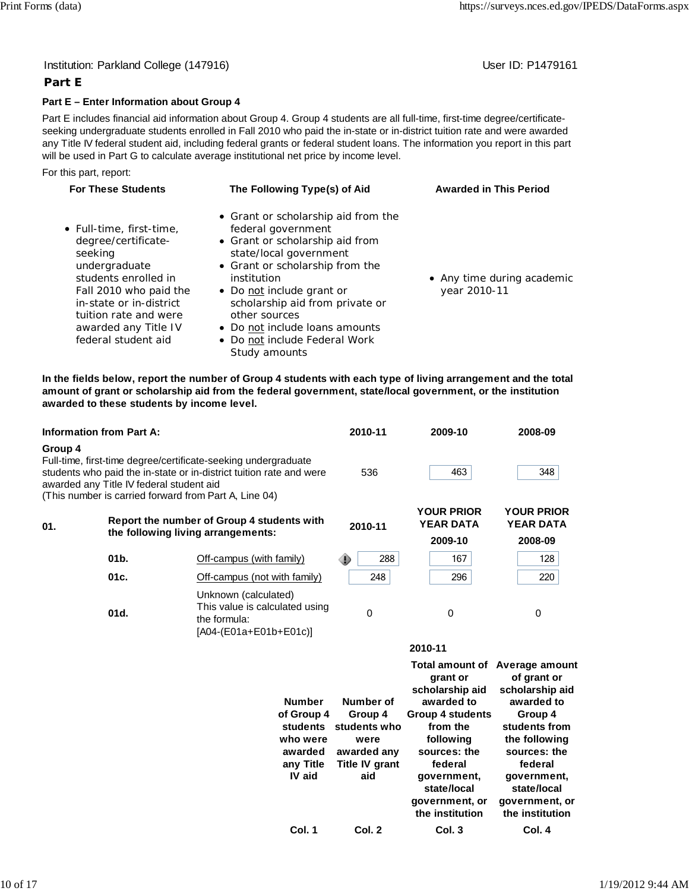Institution: Parkland College (147916)

User ID: P1479161

## Part E

### Part E – Enter Information about Group 4

Part E includes financial aid information about Group 4. Group 4 students are all full-time, first-time degree/certificate-seeking undergraduate students enrolled in Fall 2010 who paid the in-state or in-district tuition rate and were awarded any Title IV federal student aid, including federal grants or federal student loans. The information you report in this part will be used in Part G to calculate average institutional net price by income level.

For this part, report:

| For These Students | The Following Type(s) of Aid | Awarded in This Period |
|---|---|---|
| • Full-time, first-time, degree/certificate-seeking undergraduate students enrolled in Fall 2010 who paid the in-state or in-district tuition rate and were awarded any Title IV federal student aid | • Grant or scholarship aid from the federal government<br>• Grant or scholarship aid from state/local government<br>• Grant or scholarship from the institution<br>• Do not include grant or scholarship aid from private or other sources<br>• Do not include loans amounts<br>• Do not include Federal Work Study amounts | • Any time during academic year 2010-11 |

**In the fields below, report the number of Group 4 students with each type of living arrangement and the total amount of grant or scholarship aid from the federal government, state/local government, or the institution awarded to these students by income level.**

| Information from Part A: | | | 2010-11 | 2009-10 | 2008-09 |
|---|---|---|---|---|---|
| **Group 4**<br>Full-time, first-time degree/certificate-seeking undergraduate students who paid the in-state or in-district tuition rate and were awarded any Title IV federal student aid<br>(This number is carried forward from Part A, Line 04) | | | 536 | 463 | 348 |
| **01.** | **Report the number of Group 4 students with the following living arrangements:** | | **2010-11** | **YOUR PRIOR YEAR DATA 2009-10** | **YOUR PRIOR YEAR DATA 2008-09** |
| | 01b. | Off-campus (with family) | 288 | 167 | 128 |
| | 01c. | Off-campus (not with family) | 248 | 296 | 220 |
| | 01d. | Unknown (calculated)<br>This value is calculated using the formula:<br>[A04-(E01a+E01b+E01c)] | 0 | 0 | 0 |

2010-11

| Number of Group 4 students who were awarded any Title IV aid | Number of Group 4 students who were awarded any Title IV grant aid | Total amount of grant or scholarship aid awarded to Group 4 students from the following sources: the federal government, state/local government, or the institution | Average amount of grant or scholarship aid awarded to Group 4 students from the following sources: the federal government, state/local government, or the institution |
|---|---|---|---|
| Col. 1 | Col. 2 | Col. 3 | Col. 4 |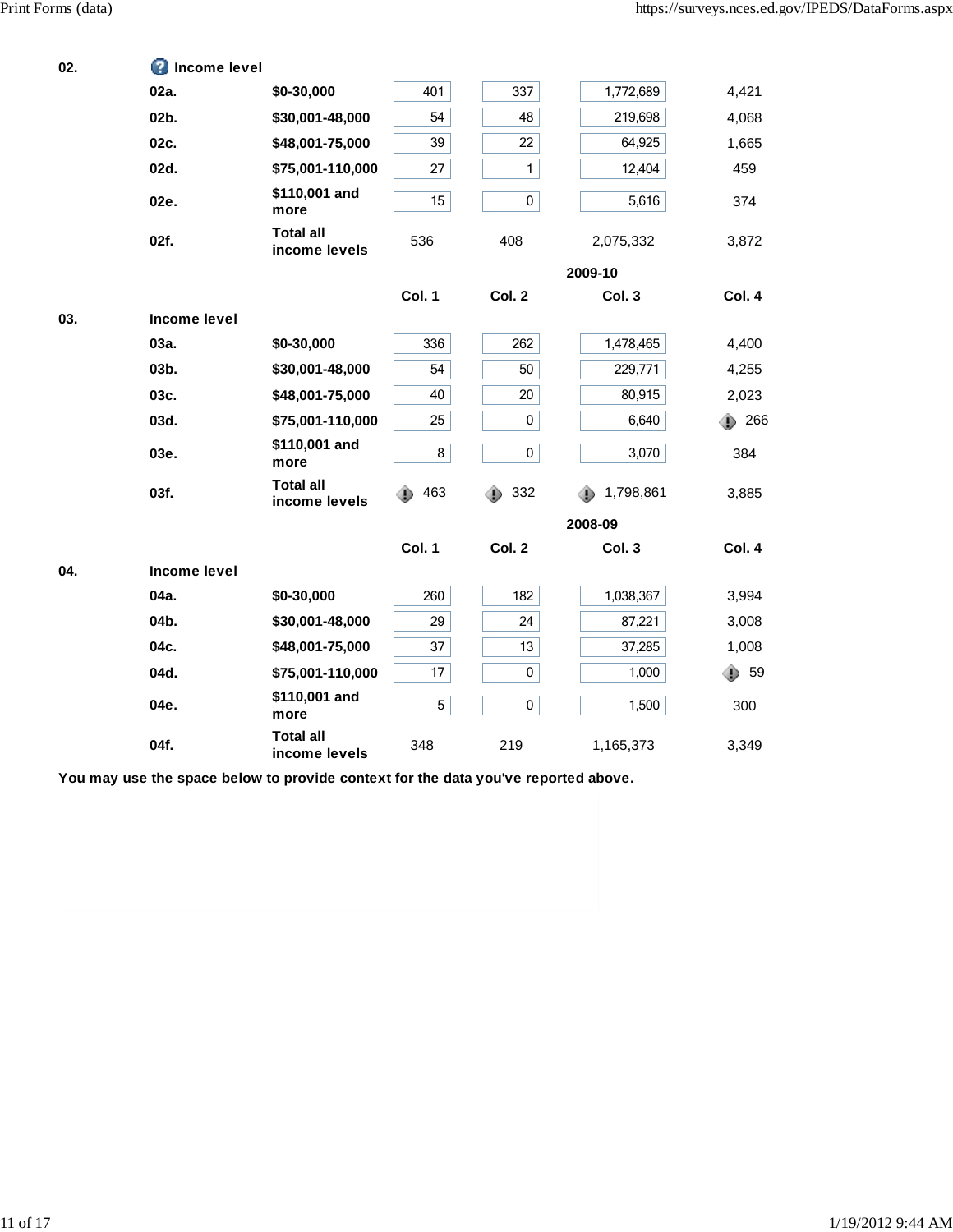| 02. | Income level | | | | |
|---|---|---|---|---|---|
| 02a. | $0-30,000 | 401 | 337 | 1,772,689 | 4,421 |
| 02b. | $30,001-48,000 | 54 | 48 | 219,698 | 4,068 |
| 02c. | $48,001-75,000 | 39 | 22 | 64,925 | 1,665 |
| 02d. | $75,001-110,000 | 27 | 1 | 12,404 | 459 |
| 02e. | $110,001 and more | 15 | 0 | 5,616 | 374 |
| 02f. | Total all income levels | 536 | 408 | 2,075,332 | 3,872 |

2009-10

| 03. | Income level | Col. 1 | Col. 2 | Col. 3 | Col. 4 |
|---|---|---|---|---|---|
| 03a. | $0-30,000 | 336 | 262 | 1,478,465 | 4,400 |
| 03b. | $30,001-48,000 | 54 | 50 | 229,771 | 4,255 |
| 03c. | $48,001-75,000 | 40 | 20 | 80,915 | 2,023 |
| 03d. | $75,001-110,000 | 25 | 0 | 6,640 | 266 |
| 03e. | $110,001 and more | 8 | 0 | 3,070 | 384 |
| 03f. | Total all income levels | 463 | 332 | 1,798,861 | 3,885 |

2008-09

| 04. | Income level | Col. 1 | Col. 2 | Col. 3 | Col. 4 |
|---|---|---|---|---|---|
| 04a. | $0-30,000 | 260 | 182 | 1,038,367 | 3,994 |
| 04b. | $30,001-48,000 | 29 | 24 | 87,221 | 3,008 |
| 04c. | $48,001-75,000 | 37 | 13 | 37,285 | 1,008 |
| 04d. | $75,001-110,000 | 17 | 0 | 1,000 | 59 |
| 04e. | $110,001 and more | 5 | 0 | 1,500 | 300 |
| 04f. | Total all income levels | 348 | 219 | 1,165,373 | 3,349 |

**You may use the space below to provide context for the data you've reported above.**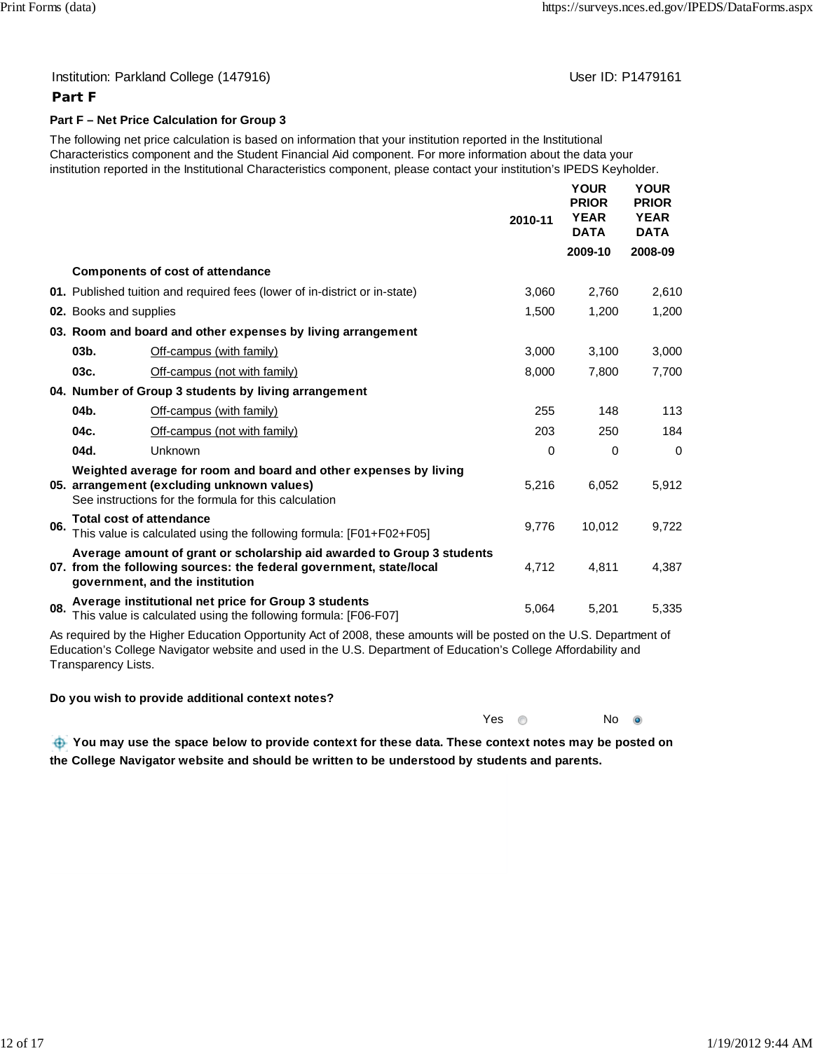Institution: Parkland College (147916)

User ID: P1479161

## Part F

**Part F – Net Price Calculation for Group 3**

The following net price calculation is based on information that your institution reported in the Institutional Characteristics component and the Student Financial Aid component. For more information about the data your institution reported in the Institutional Characteristics component, please contact your institution's IPEDS Keyholder.

| | | | 2010-11 | YOUR PRIOR YEAR DATA 2009-10 | YOUR PRIOR YEAR DATA 2008-09 |
|---|---|---|---|---|---|
| | **Components of cost of attendance** | | | | |
| **01.** | Published tuition and required fees (lower of in-district or in-state) | | 3,060 | 2,760 | 2,610 |
| **02.** | Books and supplies | | 1,500 | 1,200 | 1,200 |
| **03.** | **Room and board and other expenses by living arrangement** | | | | |
| | **03b.** | Off-campus (with family) | 3,000 | 3,100 | 3,000 |
| | **03c.** | Off-campus (not with family) | 8,000 | 7,800 | 7,700 |
| **04.** | **Number of Group 3 students by living arrangement** | | | | |
| | **04b.** | Off-campus (with family) | 255 | 148 | 113 |
| | **04c.** | Off-campus (not with family) | 203 | 250 | 184 |
| | **04d.** | Unknown | 0 | 0 | 0 |
| **05.** | **Weighted average for room and board and other expenses by living arrangement (excluding unknown values)** See instructions for the formula for this calculation | | 5,216 | 6,052 | 5,912 |
| **06.** | **Total cost of attendance** This value is calculated using the following formula: [F01+F02+F05] | | 9,776 | 10,012 | 9,722 |
| **07.** | **Average amount of grant or scholarship aid awarded to Group 3 students from the following sources: the federal government, state/local government, and the institution** | | 4,712 | 4,811 | 4,387 |
| **08.** | **Average institutional net price for Group 3 students** This value is calculated using the following formula: [F06-F07] | | 5,064 | 5,201 | 5,335 |

As required by the Higher Education Opportunity Act of 2008, these amounts will be posted on the U.S. Department of Education's College Navigator website and used in the U.S. Department of Education's College Affordability and Transparency Lists.

**Do you wish to provide additional context notes?**

Yes ○ No ●

**You may use the space below to provide context for these data. These context notes may be posted on the College Navigator website and should be written to be understood by students and parents.**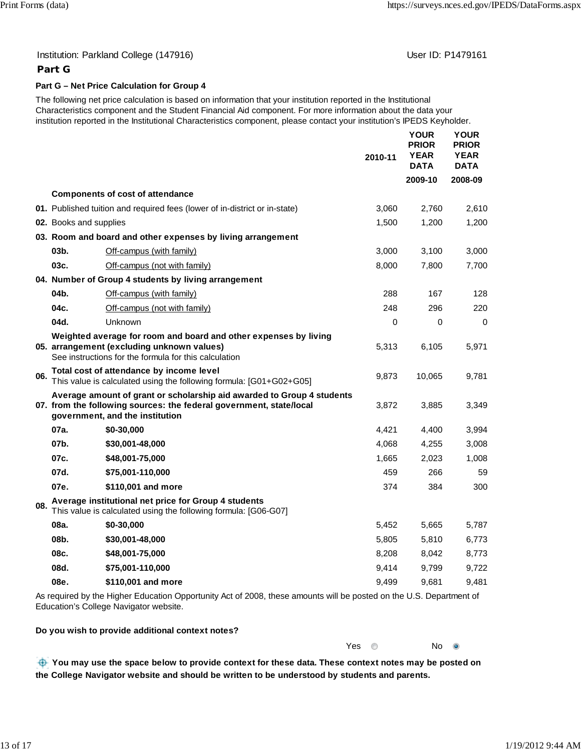Institution: Parkland College (147916)

User ID: P1479161

## Part G

### Part G – Net Price Calculation for Group 4

The following net price calculation is based on information that your institution reported in the Institutional Characteristics component and the Student Financial Aid component. For more information about the data your institution reported in the Institutional Characteristics component, please contact your institution's IPEDS Keyholder.

| | | | 2010-11 | YOUR PRIOR YEAR DATA 2009-10 | YOUR PRIOR YEAR DATA 2008-09 |
|---|---|---|---|---|---|
| | **Components of cost of attendance** | | | | |
| **01.** | Published tuition and required fees (lower of in-district or in-state) | | 3,060 | 2,760 | 2,610 |
| **02.** | Books and supplies | | 1,500 | 1,200 | 1,200 |
| **03.** | **Room and board and other expenses by living arrangement** | | | | |
| | **03b.** | Off-campus (with family) | 3,000 | 3,100 | 3,000 |
| | **03c.** | Off-campus (not with family) | 8,000 | 7,800 | 7,700 |
| **04.** | **Number of Group 4 students by living arrangement** | | | | |
| | **04b.** | Off-campus (with family) | 288 | 167 | 128 |
| | **04c.** | Off-campus (not with family) | 248 | 296 | 220 |
| | **04d.** | Unknown | 0 | 0 | 0 |
| **05.** | **Weighted average for room and board and other expenses by living arrangement (excluding unknown values)** See instructions for the formula for this calculation | | 5,313 | 6,105 | 5,971 |
| **06.** | **Total cost of attendance by income level** This value is calculated using the following formula: [G01+G02+G05] | | 9,873 | 10,065 | 9,781 |
| **07.** | **Average amount of grant or scholarship aid awarded to Group 4 students from the following sources: the federal government, state/local government, and the institution** | | 3,872 | 3,885 | 3,349 |
| | **07a.** | **$0-30,000** | 4,421 | 4,400 | 3,994 |
| | **07b.** | **$30,001-48,000** | 4,068 | 4,255 | 3,008 |
| | **07c.** | **$48,001-75,000** | 1,665 | 2,023 | 1,008 |
| | **07d.** | **$75,001-110,000** | 459 | 266 | 59 |
| | **07e.** | **$110,001 and more** | 374 | 384 | 300 |
| **08.** | **Average institutional net price for Group 4 students** This value is calculated using the following formula: [G06-G07] | | | | |
| | **08a.** | **$0-30,000** | 5,452 | 5,665 | 5,787 |
| | **08b.** | **$30,001-48,000** | 5,805 | 5,810 | 6,773 |
| | **08c.** | **$48,001-75,000** | 8,208 | 8,042 | 8,773 |
| | **08d.** | **$75,001-110,000** | 9,414 | 9,799 | 9,722 |
| | **08e.** | **$110,001 and more** | 9,499 | 9,681 | 9,481 |

As required by the Higher Education Opportunity Act of 2008, these amounts will be posted on the U.S. Department of Education's College Navigator website.

**Do you wish to provide additional context notes?**

Yes ○ No ◉

**You may use the space below to provide context for these data. These context notes may be posted on the College Navigator website and should be written to be understood by students and parents.**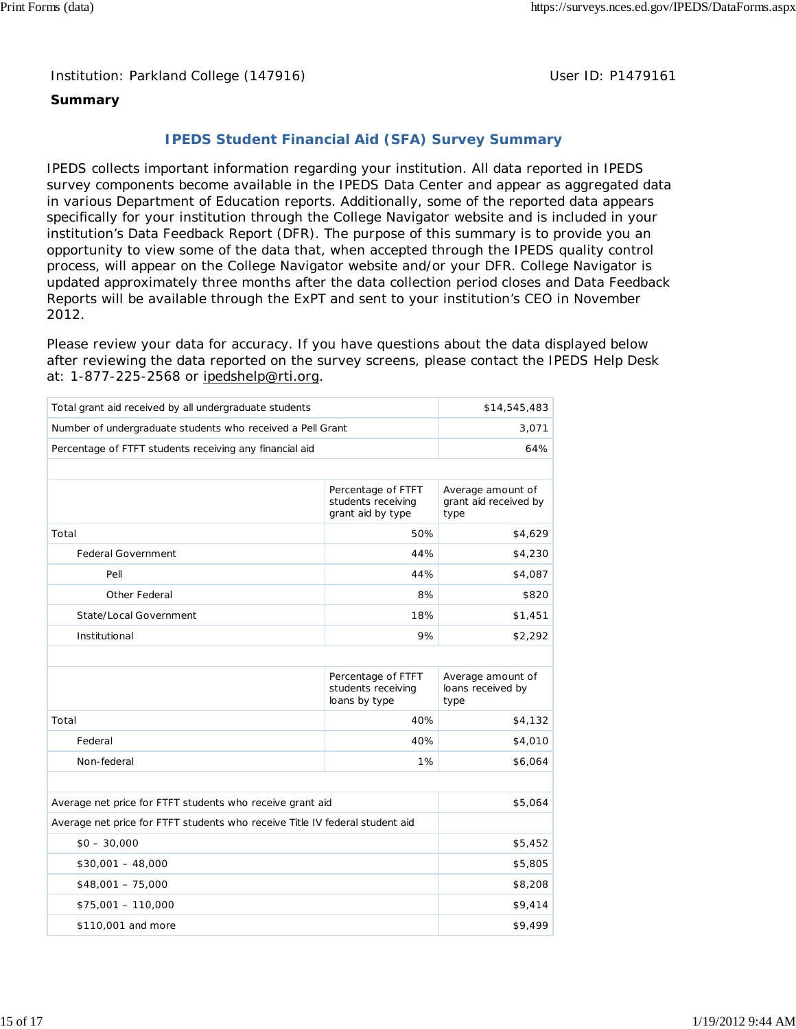Institution: Parkland College (147916)

User ID: P1479161

**Summary**

## IPEDS Student Financial Aid (SFA) Survey Summary

IPEDS collects important information regarding your institution. All data reported in IPEDS survey components become available in the IPEDS Data Center and appear as aggregated data in various Department of Education reports. Additionally, some of the reported data appears specifically for your institution through the College Navigator website and is included in your institution's Data Feedback Report (DFR). The purpose of this summary is to provide you an opportunity to view some of the data that, when accepted through the IPEDS quality control process, will appear on the College Navigator website and/or your DFR. College Navigator is updated approximately three months after the data collection period closes and Data Feedback Reports will be available through the ExPT and sent to your institution's CEO in November 2012.

Please review your data for accuracy. If you have questions about the data displayed below after reviewing the data reported on the survey screens, please contact the IPEDS Help Desk at: 1-877-225-2568 or ipedshelp@rti.org.

| | |
|---|---|
| Total grant aid received by all undergraduate students | $14,545,483 |
| Number of undergraduate students who received a Pell Grant | 3,071 |
| Percentage of FTFT students receiving any financial aid | 64% |

| | Percentage of FTFT students receiving grant aid by type | Average amount of grant aid received by type |
|---|---|---|
| Total | 50% | $4,629 |
| Federal Government | 44% | $4,230 |
| Pell | 44% | $4,087 |
| Other Federal | 8% | $820 |
| State/Local Government | 18% | $1,451 |
| Institutional | 9% | $2,292 |

| | Percentage of FTFT students receiving loans by type | Average amount of loans received by type |
|---|---|---|
| Total | 40% | $4,132 |
| Federal | 40% | $4,010 |
| Non-federal | 1% | $6,064 |

| | |
|---|---|
| Average net price for FTFT students who receive grant aid | $5,064 |
| Average net price for FTFT students who receive Title IV federal student aid | |
| $0 – 30,000 | $5,452 |
| $30,001 – 48,000 | $5,805 |
| $48,001 – 75,000 | $8,208 |
| $75,001 – 110,000 | $9,414 |
| $110,001 and more | $9,499 |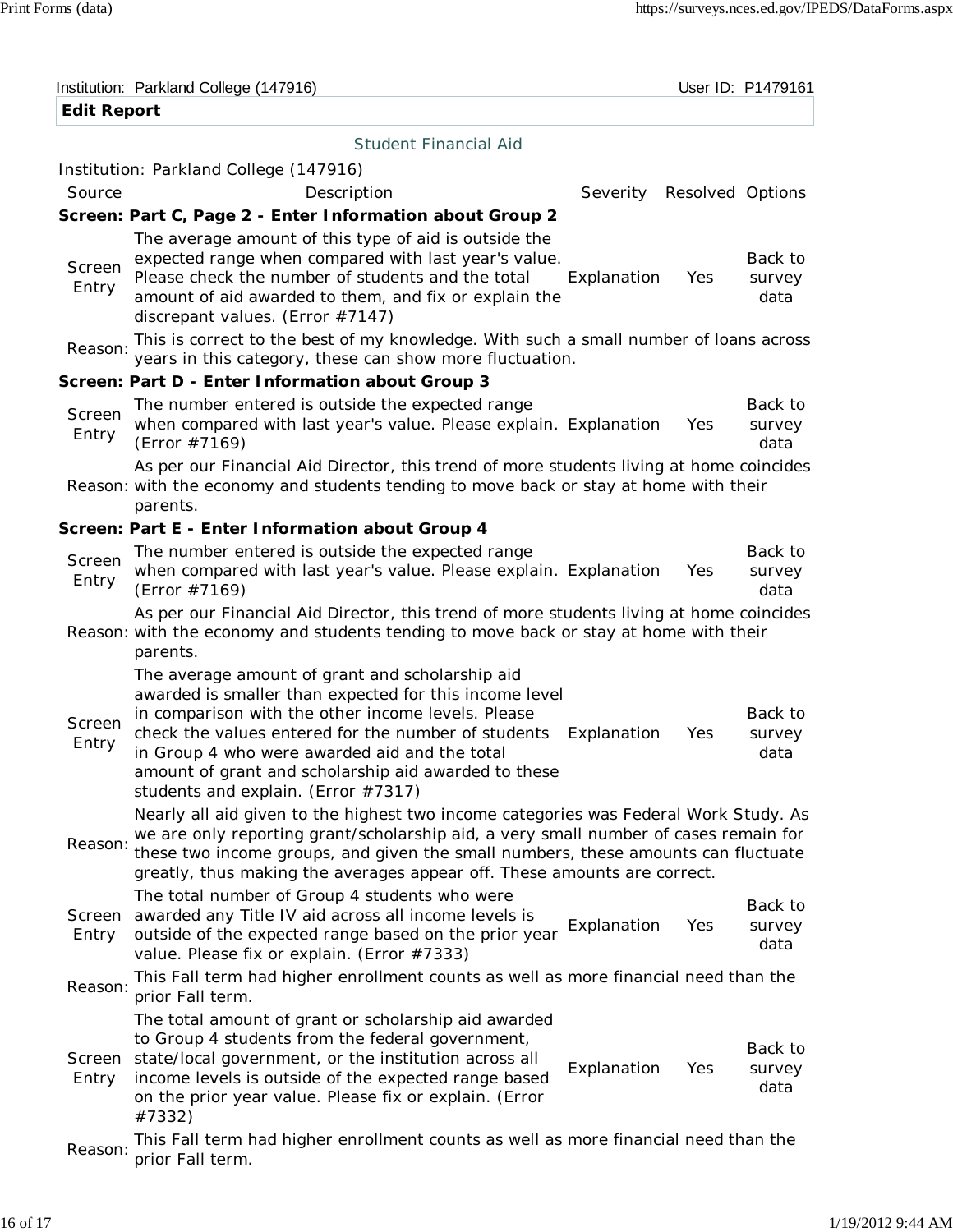Institution: Parkland College (147916) User ID: P1479161

**Edit Report**

Student Financial Aid

Institution: Parkland College (147916)

| Source | Description | Severity | Resolved | Options |
|---|---|---|---|---|
| **Screen: Part C, Page 2 - Enter Information about Group 2** | | | | |
| Screen Entry | The average amount of this type of aid is outside the expected range when compared with last year's value. Please check the number of students and the total amount of aid awarded to them, and fix or explain the discrepant values. (Error #7147) | Explanation | Yes | Back to survey data |
| Reason: | This is correct to the best of my knowledge. With such a small number of loans across years in this category, these can show more fluctuation. | | | |
| **Screen: Part D - Enter Information about Group 3** | | | | |
| Screen Entry | The number entered is outside the expected range when compared with last year's value. Please explain. (Error #7169) | Explanation | Yes | Back to survey data |
| Reason: | As per our Financial Aid Director, this trend of more students living at home coincides with the economy and students tending to move back or stay at home with their parents. | | | |
| **Screen: Part E - Enter Information about Group 4** | | | | |
| Screen Entry | The number entered is outside the expected range when compared with last year's value. Please explain. (Error #7169) | Explanation | Yes | Back to survey data |
| Reason: | As per our Financial Aid Director, this trend of more students living at home coincides with the economy and students tending to move back or stay at home with their parents. | | | |
| Screen Entry | The average amount of grant and scholarship aid awarded is smaller than expected for this income level in comparison with the other income levels. Please check the values entered for the number of students in Group 4 who were awarded aid and the total amount of grant and scholarship aid awarded to these students and explain. (Error #7317) | Explanation | Yes | Back to survey data |
| Reason: | Nearly all aid given to the highest two income categories was Federal Work Study. As we are only reporting grant/scholarship aid, a very small number of cases remain for these two income groups, and given the small numbers, these amounts can fluctuate greatly, thus making the averages appear off. These amounts are correct. | | | |
| Screen Entry | The total number of Group 4 students who were awarded any Title IV aid across all income levels is outside of the expected range based on the prior year value. Please fix or explain. (Error #7333) | Explanation | Yes | Back to survey data |
| Reason: | This Fall term had higher enrollment counts as well as more financial need than the prior Fall term. | | | |
| Screen Entry | The total amount of grant or scholarship aid awarded to Group 4 students from the federal government, state/local government, or the institution across all income levels is outside of the expected range based on the prior year value. Please fix or explain. (Error #7332) | Explanation | Yes | Back to survey data |
| Reason: | This Fall term had higher enrollment counts as well as more financial need than the prior Fall term. | | | |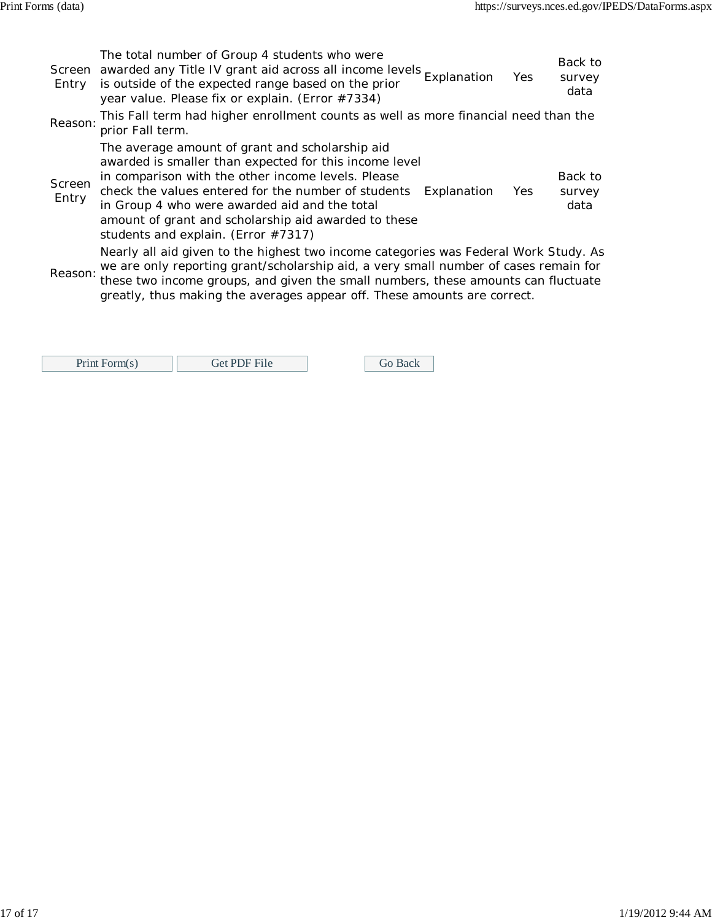| | | | | |
|---|---|---|---|---|
| Screen Entry | The total number of Group 4 students who were awarded any Title IV grant aid across all income levels is outside of the expected range based on the prior year value. Please fix or explain. (Error #7334) | Explanation | Yes | Back to survey data |
| Reason: | This Fall term had higher enrollment counts as well as more financial need than the prior Fall term. | | | |
| Screen Entry | The average amount of grant and scholarship aid awarded is smaller than expected for this income level in comparison with the other income levels. Please check the values entered for the number of students in Group 4 who were awarded aid and the total amount of grant and scholarship aid awarded to these students and explain. (Error #7317) | Explanation | Yes | Back to survey data |
| Reason: | Nearly all aid given to the highest two income categories was Federal Work Study. As we are only reporting grant/scholarship aid, a very small number of cases remain for these two income groups, and given the small numbers, these amounts can fluctuate greatly, thus making the averages appear off. These amounts are correct. | | | |

Print Form(s) | Get PDF File | Go Back